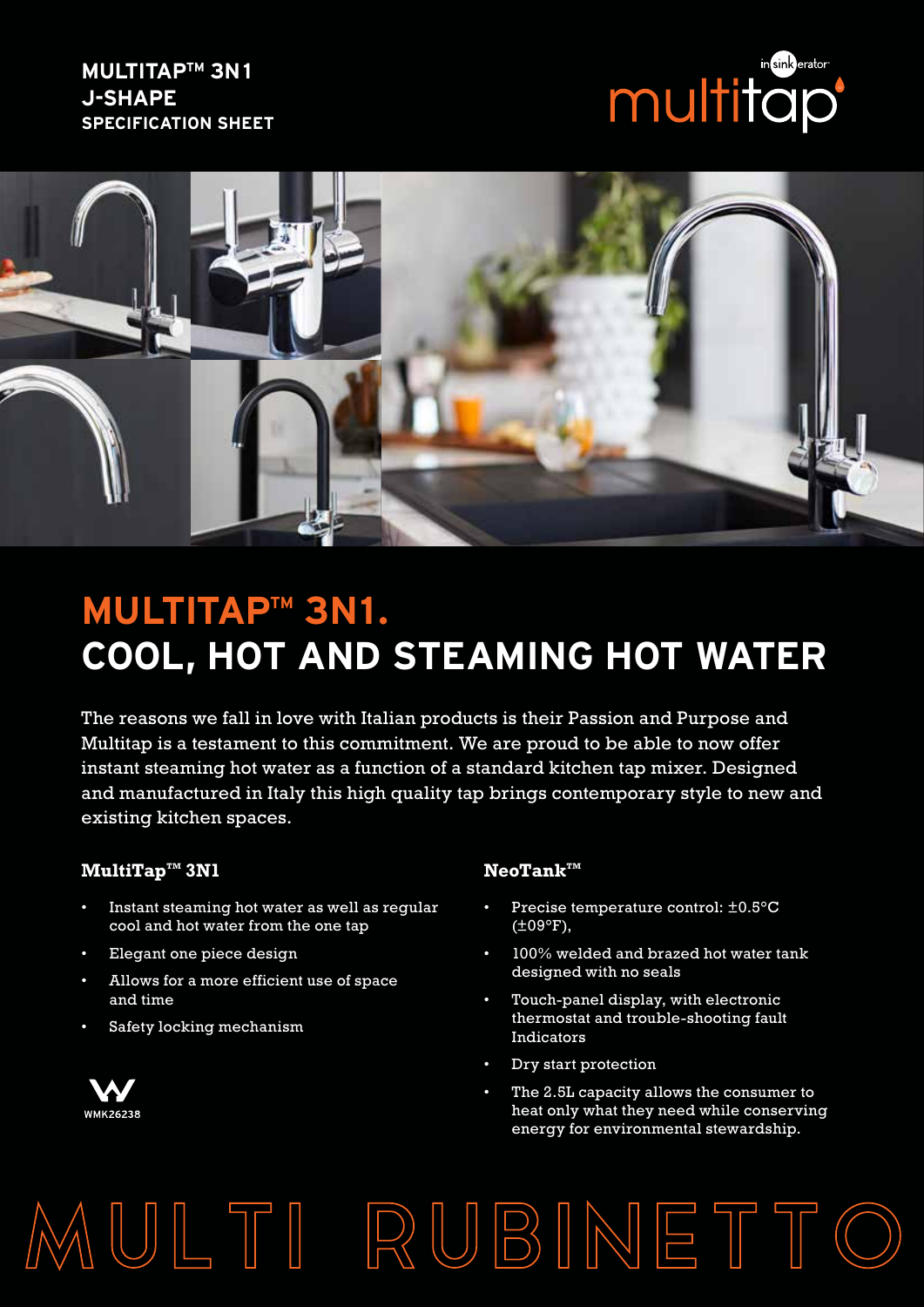**MULTITAP™ 3N1**
**J-SHAPE**
**SPECIFICATION SHEET**

insinkerator multitap

# MULTITAP™ 3N1.
# COOL, HOT AND STEAMING HOT WATER

The reasons we fall in love with Italian products is their Passion and Purpose and Multitap is a testament to this commitment. We are proud to be able to now offer instant steaming hot water as a function of a standard kitchen tap mixer. Designed and manufactured in Italy this high quality tap brings contemporary style to new and existing kitchen spaces.

### MultiTap™ 3N1

- Instant steaming hot water as well as regular cool and hot water from the one tap
- Elegant one piece design
- Allows for a more efficient use of space and time
- Safety locking mechanism

WMK26238

### NeoTank™

- Precise temperature control: ±0.5°C (±09°F),
- 100% welded and brazed hot water tank designed with no seals
- Touch-panel display, with electronic thermostat and trouble-shooting fault Indicators
- Dry start protection
- The 2.5L capacity allows the consumer to heat only what they need while conserving energy for environmental stewardship.

MULTI RUBINETTO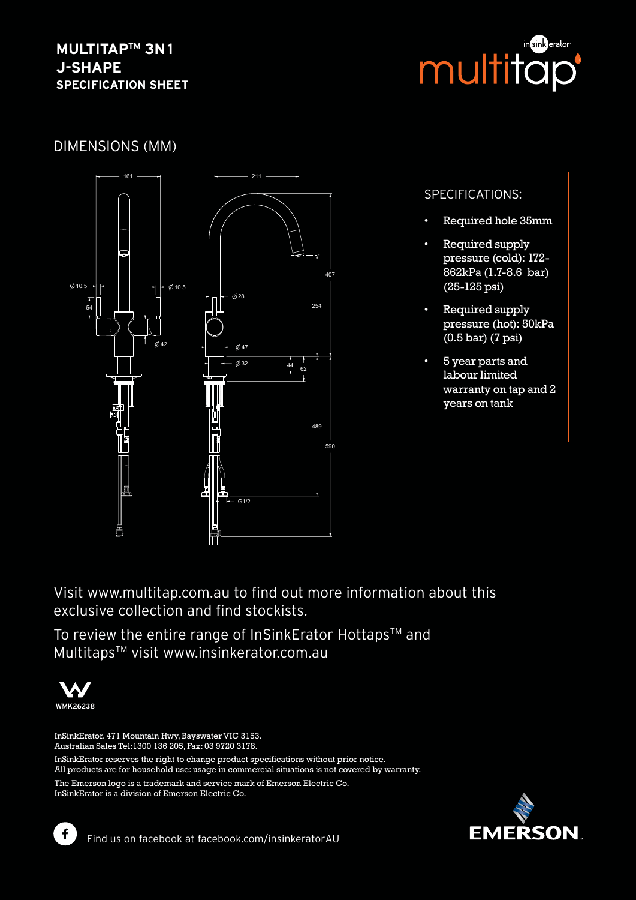# MULTITAP™ 3N1 J-SHAPE SPECIFICATION SHEET

in sink erator multitap

## DIMENSIONS (MM)

161
211
Ø 10.5
Ø 10.5
54
Ø 42
Ø 28
Ø 47
Ø 32
407
254
44
62
489
590
G1/2

## SPECIFICATIONS:

- Required hole 35mm
- Required supply pressure (cold): 172-862kPa (1.7-8.6 bar) (25-125 psi)
- Required supply pressure (hot): 50kPa (0.5 bar) (7 psi)
- 5 year parts and labour limited warranty on tap and 2 years on tank

Visit www.multitap.com.au to find out more information about this exclusive collection and find stockists.

To review the entire range of InSinkErator Hottaps™ and Multitaps™ visit www.insinkerator.com.au

WMK26238

InSinkErator. 471 Mountain Hwy, Bayswater VIC 3153.
Australian Sales Tel:1300 136 205, Fax: 03 9720 3178.

InSinkErator reserves the right to change product specifications without prior notice.
All products are for household use: usage in commercial situations is not covered by warranty.

The Emerson logo is a trademark and service mark of Emerson Electric Co.
InSinkErator is a division of Emerson Electric Co.

Find us on facebook at facebook.com/insinkeratorAU

EMERSON.